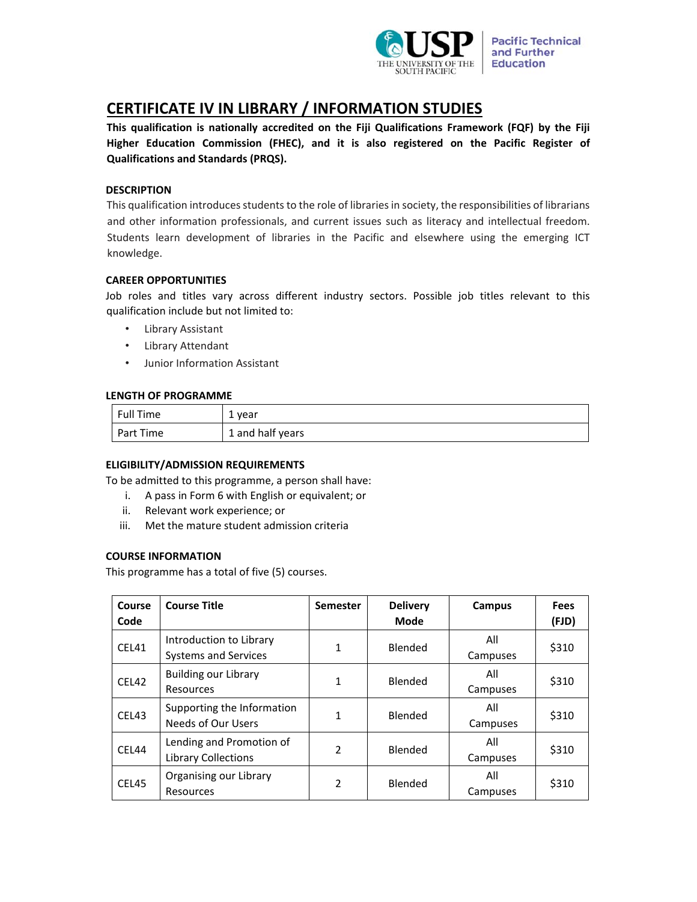# CERTIFICATE IV IN LIBRARY / INFORMATION STUDIES

**This qualification is nationally accredited on the Fiji Qualifications Framework (FQF) by the Fiji Higher Education Commission (FHEC), and it is also registered on the Pacific Register of Qualifications and Standards (PRQS).**

### DESCRIPTION

This qualification introduces students to the role of libraries in society, the responsibilities of librarians and other information professionals, and current issues such as literacy and intellectual freedom. Students learn development of libraries in the Pacific and elsewhere using the emerging ICT knowledge.

### CAREER OPPORTUNITIES

Job roles and titles vary across different industry sectors. Possible job titles relevant to this qualification include but not limited to:

- Library Assistant
- Library Attendant
- Junior Information Assistant

### LENGTH OF PROGRAMME

| | |
|---|---|
| Full Time | 1 year |
| Part Time | 1 and half years |

### ELIGIBILITY/ADMISSION REQUIREMENTS

To be admitted to this programme, a person shall have:

i. A pass in Form 6 with English or equivalent; or
ii. Relevant work experience; or
iii. Met the mature student admission criteria

### COURSE INFORMATION

This programme has a total of five (5) courses.

| Course Code | Course Title | Semester | Delivery Mode | Campus | Fees (FJD) |
|---|---|---|---|---|---|
| CEL41 | Introduction to Library Systems and Services | 1 | Blended | All Campuses | $310 |
| CEL42 | Building our Library Resources | 1 | Blended | All Campuses | $310 |
| CEL43 | Supporting the Information Needs of Our Users | 1 | Blended | All Campuses | $310 |
| CEL44 | Lending and Promotion of Library Collections | 2 | Blended | All Campuses | $310 |
| CEL45 | Organising our Library Resources | 2 | Blended | All Campuses | $310 |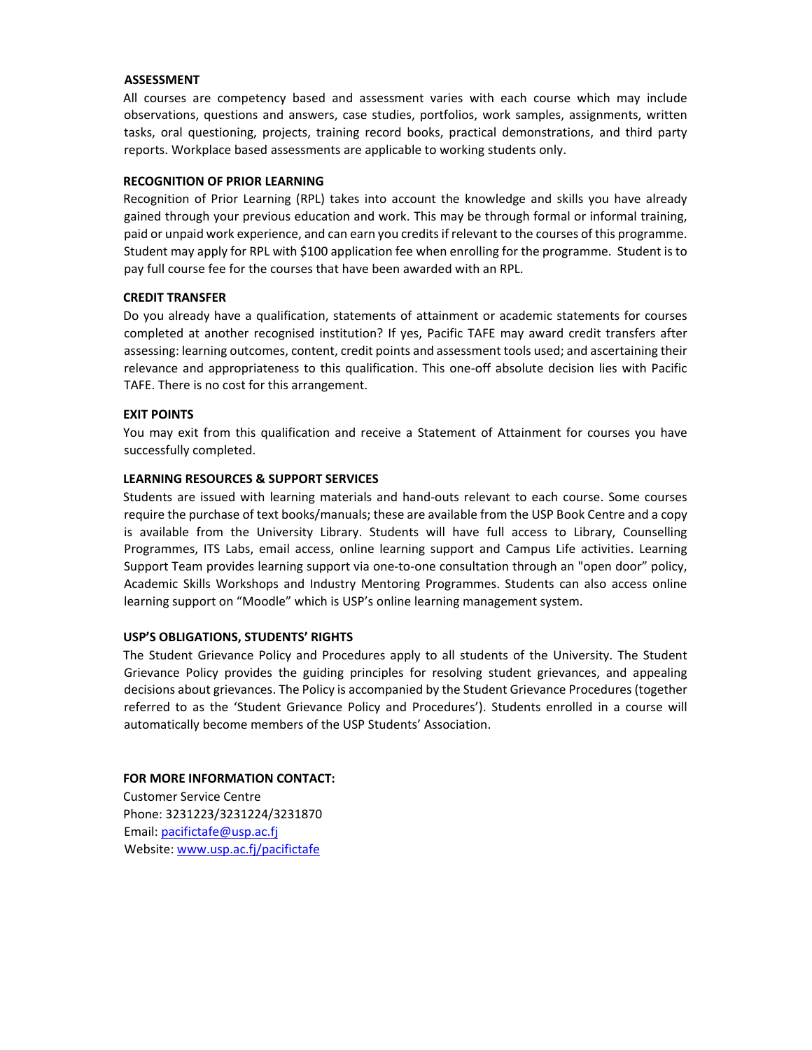**ASSESSMENT**

All courses are competency based and assessment varies with each course which may include observations, questions and answers, case studies, portfolios, work samples, assignments, written tasks, oral questioning, projects, training record books, practical demonstrations, and third party reports. Workplace based assessments are applicable to working students only.

**RECOGNITION OF PRIOR LEARNING**

Recognition of Prior Learning (RPL) takes into account the knowledge and skills you have already gained through your previous education and work. This may be through formal or informal training, paid or unpaid work experience, and can earn you credits if relevant to the courses of this programme. Student may apply for RPL with $100 application fee when enrolling for the programme. Student is to pay full course fee for the courses that have been awarded with an RPL.

**CREDIT TRANSFER**

Do you already have a qualification, statements of attainment or academic statements for courses completed at another recognised institution? If yes, Pacific TAFE may award credit transfers after assessing: learning outcomes, content, credit points and assessment tools used; and ascertaining their relevance and appropriateness to this qualification. This one-off absolute decision lies with Pacific TAFE. There is no cost for this arrangement.

**EXIT POINTS**

You may exit from this qualification and receive a Statement of Attainment for courses you have successfully completed.

**LEARNING RESOURCES & SUPPORT SERVICES**

Students are issued with learning materials and hand-outs relevant to each course. Some courses require the purchase of text books/manuals; these are available from the USP Book Centre and a copy is available from the University Library. Students will have full access to Library, Counselling Programmes, ITS Labs, email access, online learning support and Campus Life activities. Learning Support Team provides learning support via one-to-one consultation through an "open door" policy, Academic Skills Workshops and Industry Mentoring Programmes. Students can also access online learning support on "Moodle" which is USP's online learning management system.

**USP'S OBLIGATIONS, STUDENTS' RIGHTS**

The Student Grievance Policy and Procedures apply to all students of the University. The Student Grievance Policy provides the guiding principles for resolving student grievances, and appealing decisions about grievances. The Policy is accompanied by the Student Grievance Procedures (together referred to as the 'Student Grievance Policy and Procedures'). Students enrolled in a course will automatically become members of the USP Students' Association.

**FOR MORE INFORMATION CONTACT:**

Customer Service Centre
Phone: 3231223/3231224/3231870
Email: pacifictafe@usp.ac.fj
Website: www.usp.ac.fj/pacifictafe